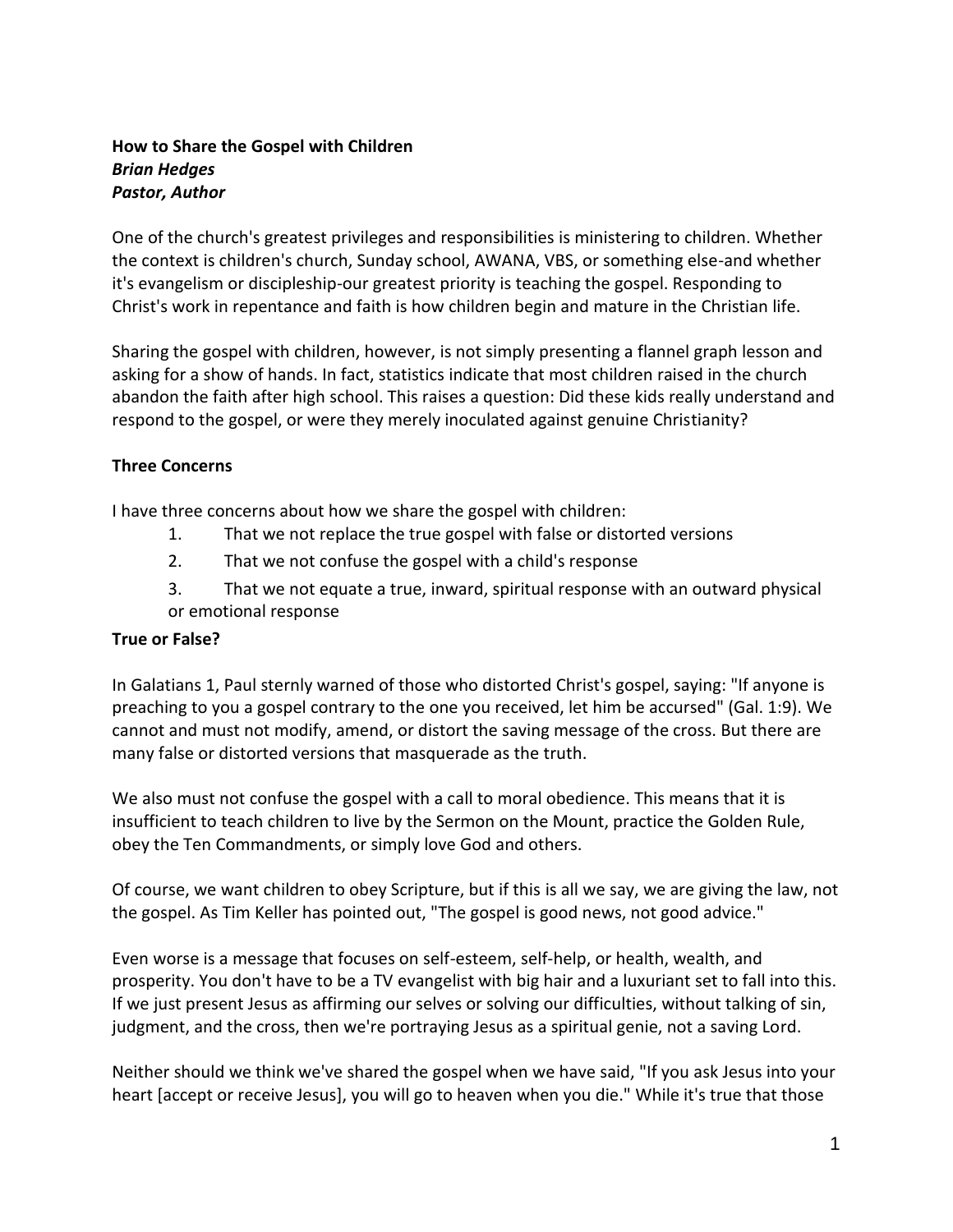**How to Share the Gospel with Children**
***Brian Hedges***
***Pastor, Author***

One of the church's greatest privileges and responsibilities is ministering to children. Whether the context is children's church, Sunday school, AWANA, VBS, or something else-and whether it's evangelism or discipleship-our greatest priority is teaching the gospel. Responding to Christ's work in repentance and faith is how children begin and mature in the Christian life.

Sharing the gospel with children, however, is not simply presenting a flannel graph lesson and asking for a show of hands. In fact, statistics indicate that most children raised in the church abandon the faith after high school. This raises a question: Did these kids really understand and respond to the gospel, or were they merely inoculated against genuine Christianity?

**Three Concerns**

I have three concerns about how we share the gospel with children:

1. That we not replace the true gospel with false or distorted versions
2. That we not confuse the gospel with a child's response
3. That we not equate a true, inward, spiritual response with an outward physical or emotional response

**True or False?**

In Galatians 1, Paul sternly warned of those who distorted Christ's gospel, saying: "If anyone is preaching to you a gospel contrary to the one you received, let him be accursed" (Gal. 1:9). We cannot and must not modify, amend, or distort the saving message of the cross. But there are many false or distorted versions that masquerade as the truth.

We also must not confuse the gospel with a call to moral obedience. This means that it is insufficient to teach children to live by the Sermon on the Mount, practice the Golden Rule, obey the Ten Commandments, or simply love God and others.

Of course, we want children to obey Scripture, but if this is all we say, we are giving the law, not the gospel. As Tim Keller has pointed out, "The gospel is good news, not good advice."

Even worse is a message that focuses on self-esteem, self-help, or health, wealth, and prosperity. You don't have to be a TV evangelist with big hair and a luxuriant set to fall into this. If we just present Jesus as affirming our selves or solving our difficulties, without talking of sin, judgment, and the cross, then we're portraying Jesus as a spiritual genie, not a saving Lord.

Neither should we think we've shared the gospel when we have said, "If you ask Jesus into your heart [accept or receive Jesus], you will go to heaven when you die." While it's true that those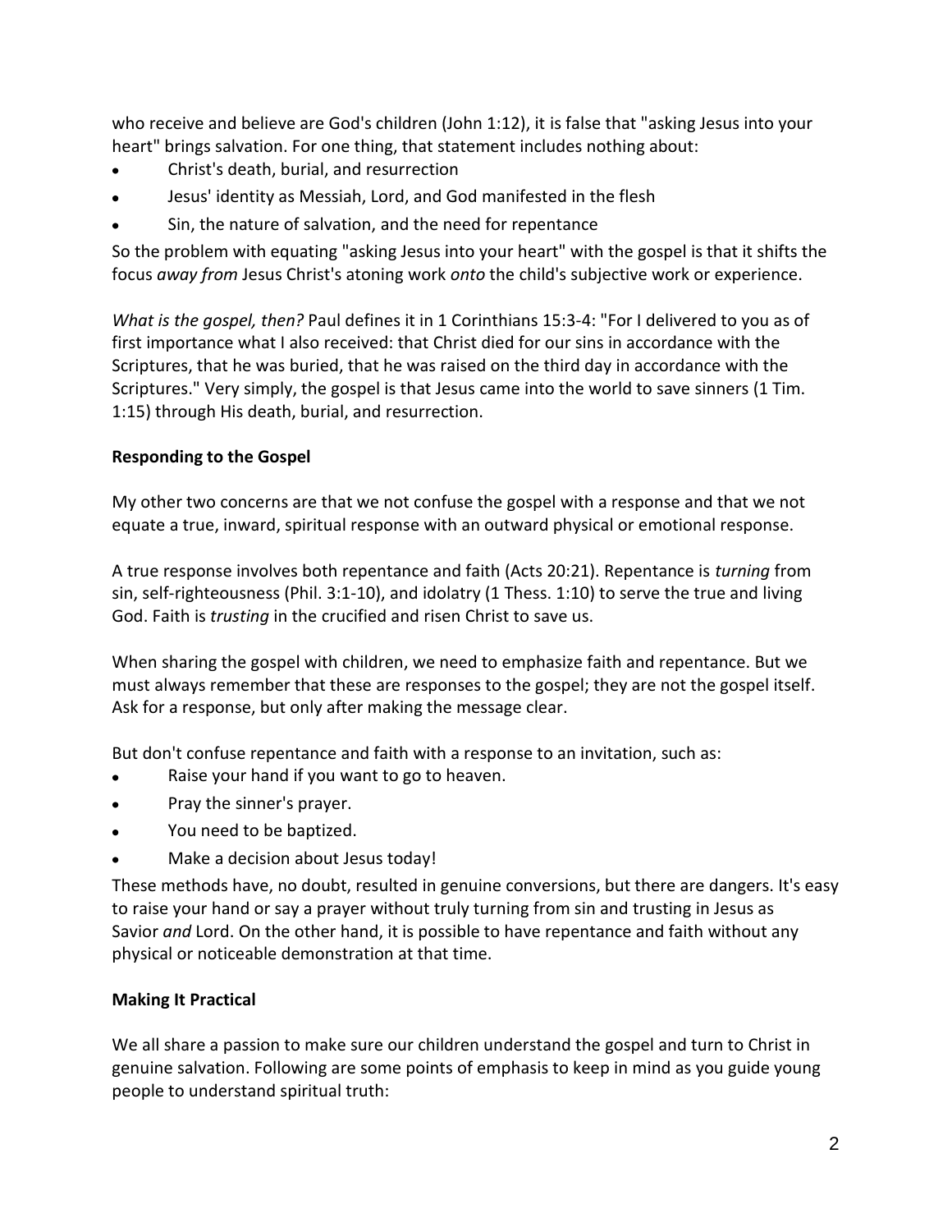who receive and believe are God's children (John 1:12), it is false that "asking Jesus into your heart" brings salvation. For one thing, that statement includes nothing about:

- Christ's death, burial, and resurrection
- Jesus' identity as Messiah, Lord, and God manifested in the flesh
- Sin, the nature of salvation, and the need for repentance

So the problem with equating "asking Jesus into your heart" with the gospel is that it shifts the focus *away from* Jesus Christ's atoning work *onto* the child's subjective work or experience.

*What is the gospel, then?* Paul defines it in 1 Corinthians 15:3-4: "For I delivered to you as of first importance what I also received: that Christ died for our sins in accordance with the Scriptures, that he was buried, that he was raised on the third day in accordance with the Scriptures." Very simply, the gospel is that Jesus came into the world to save sinners (1 Tim. 1:15) through His death, burial, and resurrection.

**Responding to the Gospel**

My other two concerns are that we not confuse the gospel with a response and that we not equate a true, inward, spiritual response with an outward physical or emotional response.

A true response involves both repentance and faith (Acts 20:21). Repentance is *turning* from sin, self-righteousness (Phil. 3:1-10), and idolatry (1 Thess. 1:10) to serve the true and living God. Faith is *trusting* in the crucified and risen Christ to save us.

When sharing the gospel with children, we need to emphasize faith and repentance. But we must always remember that these are responses to the gospel; they are not the gospel itself. Ask for a response, but only after making the message clear.

But don't confuse repentance and faith with a response to an invitation, such as:

- Raise your hand if you want to go to heaven.
- Pray the sinner's prayer.
- You need to be baptized.
- Make a decision about Jesus today!

These methods have, no doubt, resulted in genuine conversions, but there are dangers. It's easy to raise your hand or say a prayer without truly turning from sin and trusting in Jesus as Savior *and* Lord. On the other hand, it is possible to have repentance and faith without any physical or noticeable demonstration at that time.

**Making It Practical**

We all share a passion to make sure our children understand the gospel and turn to Christ in genuine salvation. Following are some points of emphasis to keep in mind as you guide young people to understand spiritual truth: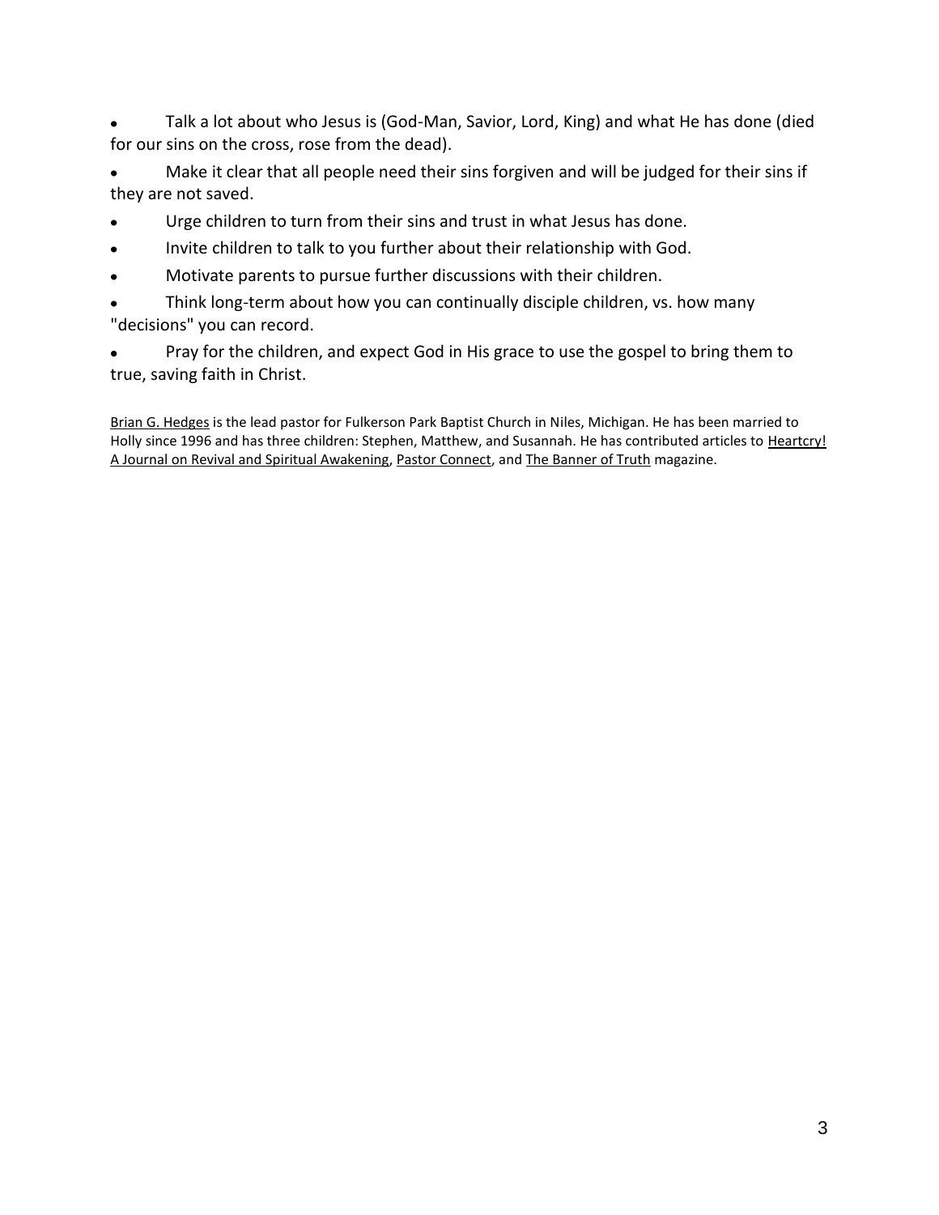- Talk a lot about who Jesus is (God-Man, Savior, Lord, King) and what He has done (died for our sins on the cross, rose from the dead).
- Make it clear that all people need their sins forgiven and will be judged for their sins if they are not saved.
- Urge children to turn from their sins and trust in what Jesus has done.
- Invite children to talk to you further about their relationship with God.
- Motivate parents to pursue further discussions with their children.
- Think long-term about how you can continually disciple children, vs. how many "decisions" you can record.
- Pray for the children, and expect God in His grace to use the gospel to bring them to true, saving faith in Christ.

Brian G. Hedges is the lead pastor for Fulkerson Park Baptist Church in Niles, Michigan. He has been married to Holly since 1996 and has three children: Stephen, Matthew, and Susannah. He has contributed articles to Heartcry! A Journal on Revival and Spiritual Awakening, Pastor Connect, and The Banner of Truth magazine.